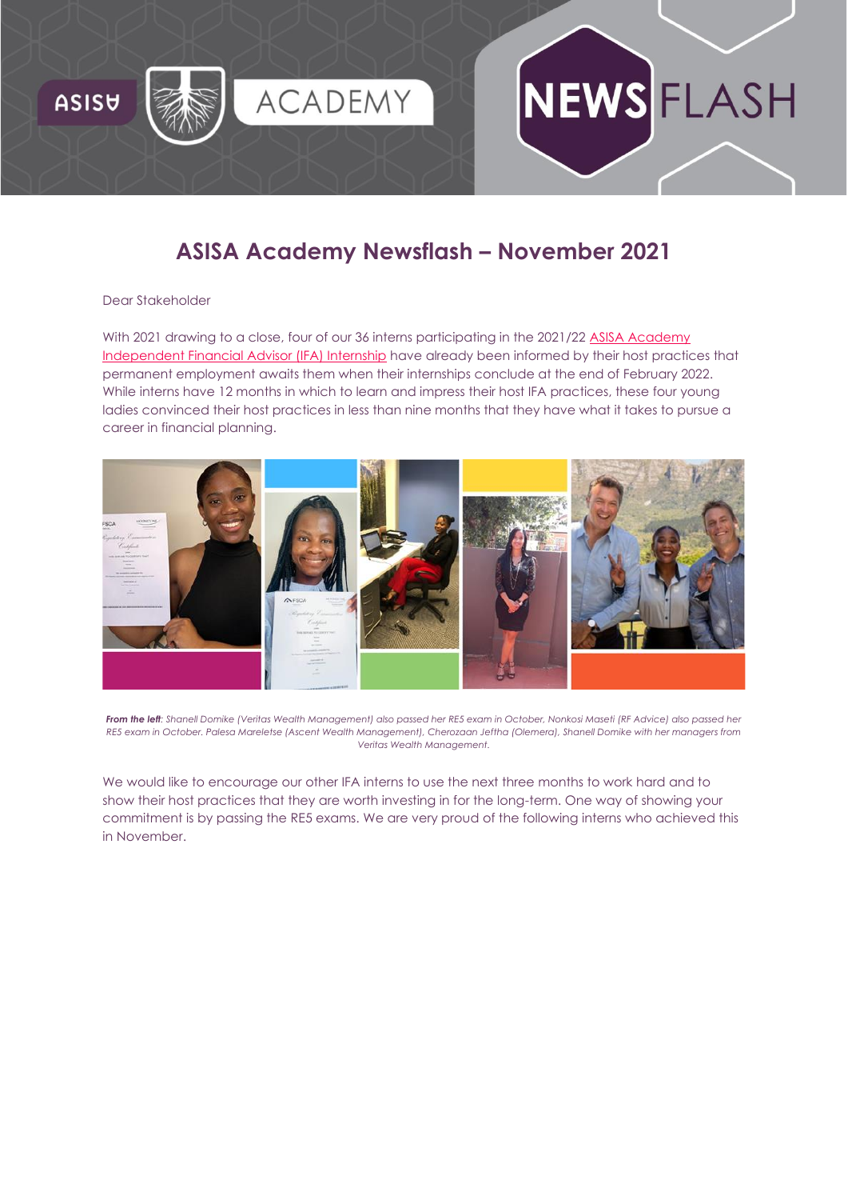# ASISA Academy Newsflash – November 2021

Dear Stakeholder

With 2021 drawing to a close, four of our 36 interns participating in the 2021/22 ASISA Academy Independent Financial Advisor (IFA) Internship have already been informed by their host practices that permanent employment awaits them when their internships conclude at the end of February 2022. While interns have 12 months in which to learn and impress their host IFA practices, these four young ladies convinced their host practices in less than nine months that they have what it takes to pursue a career in financial planning.

***From the left**: Shanell Domike (Veritas Wealth Management) also passed her RE5 exam in October, Nonkosi Maseti (RF Advice) also passed her RE5 exam in October. Palesa Mareletse (Ascent Wealth Management), Cherozaan Jeftha (Olemera), Shanell Domike with her managers from Veritas Wealth Management.*

We would like to encourage our other IFA interns to use the next three months to work hard and to show their host practices that they are worth investing in for the long-term. One way of showing your commitment is by passing the RE5 exams. We are very proud of the following interns who achieved this in November.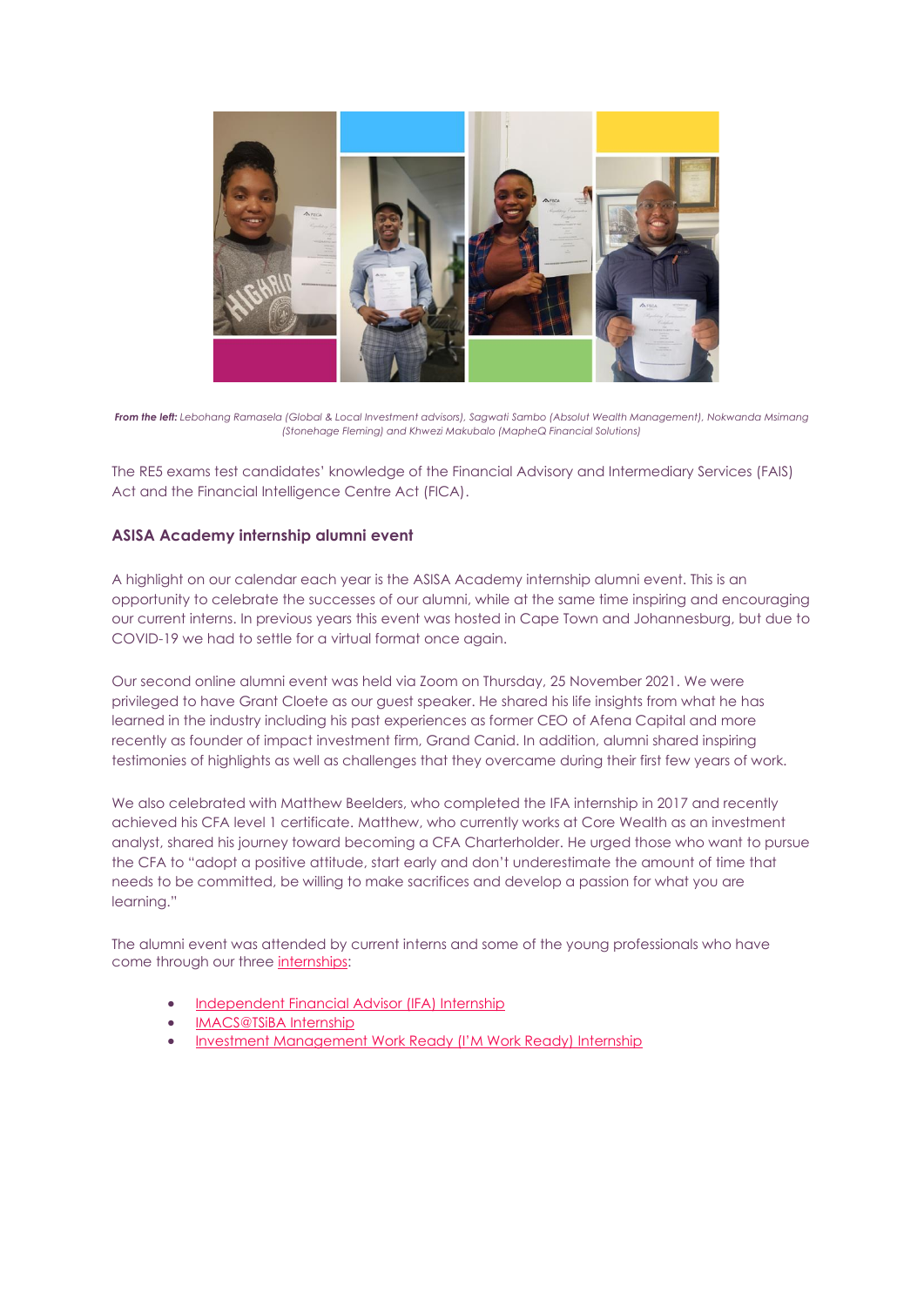***From the left:*** *Lebohang Ramasela (Global & Local Investment advisors), Sagwati Sambo (Absolut Wealth Management), Nokwanda Msimang (Stonehage Fleming) and Khwezi Makubalo (MapheQ Financial Solutions)*

The RE5 exams test candidates' knowledge of the Financial Advisory and Intermediary Services (FAIS) Act and the Financial Intelligence Centre Act (FICA).

### ASISA Academy internship alumni event

A highlight on our calendar each year is the ASISA Academy internship alumni event. This is an opportunity to celebrate the successes of our alumni, while at the same time inspiring and encouraging our current interns. In previous years this event was hosted in Cape Town and Johannesburg, but due to COVID-19 we had to settle for a virtual format once again.

Our second online alumni event was held via Zoom on Thursday, 25 November 2021. We were privileged to have Grant Cloete as our guest speaker. He shared his life insights from what he has learned in the industry including his past experiences as former CEO of Afena Capital and more recently as founder of impact investment firm, Grand Canid. In addition, alumni shared inspiring testimonies of highlights as well as challenges that they overcame during their first few years of work.

We also celebrated with Matthew Beelders, who completed the IFA internship in 2017 and recently achieved his CFA level 1 certificate. Matthew, who currently works at Core Wealth as an investment analyst, shared his journey toward becoming a CFA Charterholder. He urged those who want to pursue the CFA to "adopt a positive attitude, start early and don't underestimate the amount of time that needs to be committed, be willing to make sacrifices and develop a passion for what you are learning."

The alumni event was attended by current interns and some of the young professionals who have come through our three internships:

- Independent Financial Advisor (IFA) Internship
- IMACS@TSiBA Internship
- Investment Management Work Ready (I'M Work Ready) Internship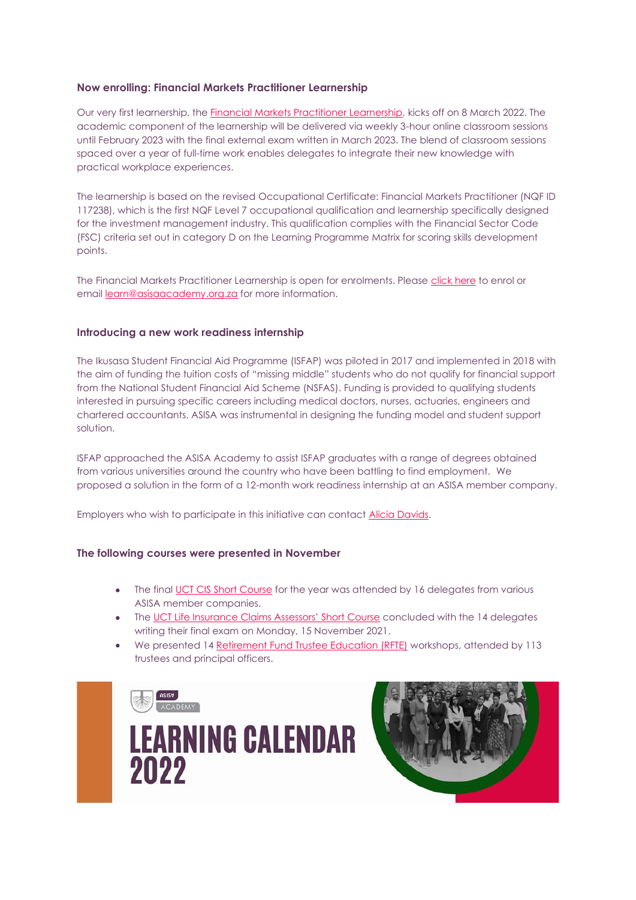### Now enrolling: Financial Markets Practitioner Learnership

Our very first learnership, the Financial Markets Practitioner Learnership, kicks off on 8 March 2022. The academic component of the learnership will be delivered via weekly 3-hour online classroom sessions until February 2023 with the final external exam written in March 2023. The blend of classroom sessions spaced over a year of full-time work enables delegates to integrate their new knowledge with practical workplace experiences.

The learnership is based on the revised Occupational Certificate: Financial Markets Practitioner (NQF ID 117238), which is the first NQF Level 7 occupational qualification and learnership specifically designed for the investment management industry. This qualification complies with the Financial Sector Code (FSC) criteria set out in category D on the Learning Programme Matrix for scoring skills development points.

The Financial Markets Practitioner Learnership is open for enrolments. Please click here to enrol or email learn@asisaacademy.org.za for more information.

### Introducing a new work readiness internship

The Ikusasa Student Financial Aid Programme (ISFAP) was piloted in 2017 and implemented in 2018 with the aim of funding the tuition costs of "missing middle" students who do not qualify for financial support from the National Student Financial Aid Scheme (NSFAS). Funding is provided to qualifying students interested in pursuing specific careers including medical doctors, nurses, actuaries, engineers and chartered accountants. ASISA was instrumental in designing the funding model and student support solution.

ISFAP approached the ASISA Academy to assist ISFAP graduates with a range of degrees obtained from various universities around the country who have been battling to find employment. We proposed a solution in the form of a 12-month work readiness internship at an ASISA member company.

Employers who wish to participate in this initiative can contact Alicia Davids.

### The following courses were presented in November

- The final UCT CIS Short Course for the year was attended by 16 delegates from various ASISA member companies.
- The UCT Life Insurance Claims Assessors' Short Course concluded with the 14 delegates writing their final exam on Monday, 15 November 2021.
- We presented 14 Retirement Fund Trustee Education (RFTE) workshops, attended by 113 trustees and principal officers.

ASISA ACADEMY

LEARNING CALENDAR 2022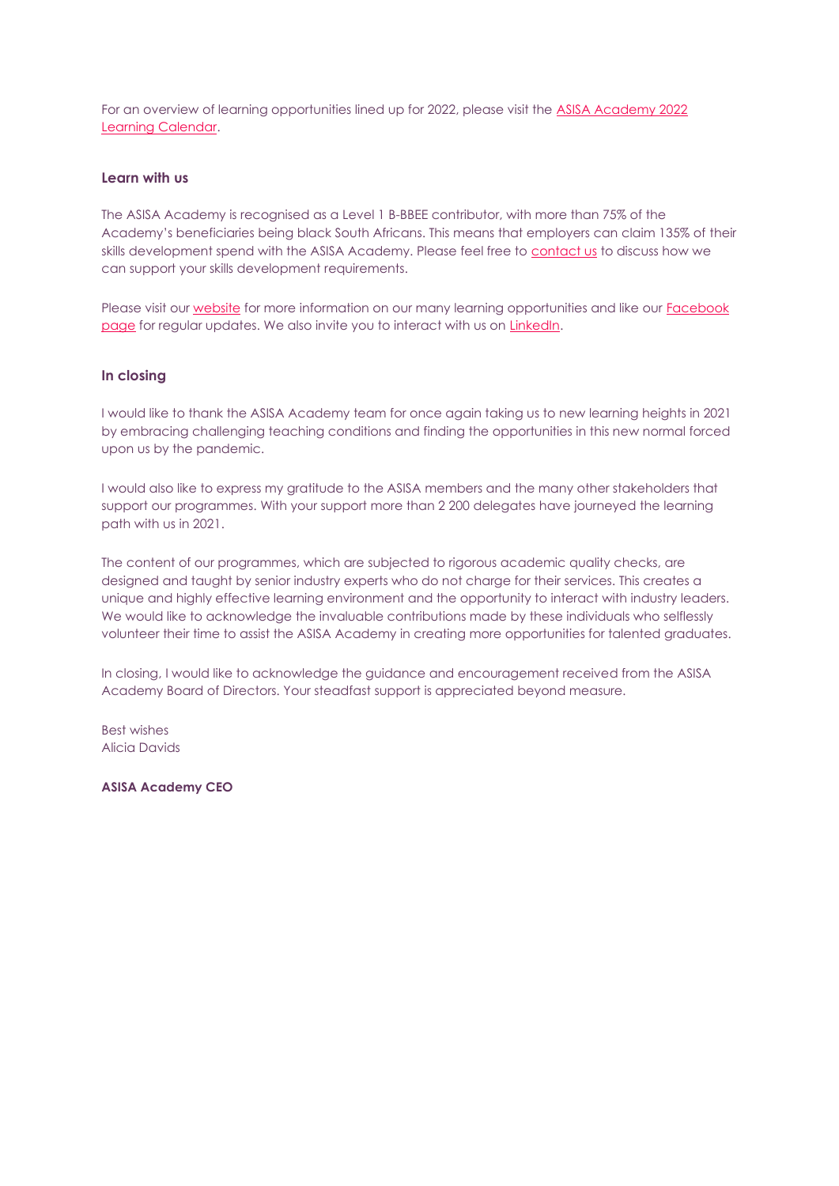For an overview of learning opportunities lined up for 2022, please visit the ASISA Academy 2022 Learning Calendar.

### Learn with us

The ASISA Academy is recognised as a Level 1 B-BBEE contributor, with more than 75% of the Academy's beneficiaries being black South Africans. This means that employers can claim 135% of their skills development spend with the ASISA Academy. Please feel free to contact us to discuss how we can support your skills development requirements.

Please visit our website for more information on our many learning opportunities and like our Facebook page for regular updates. We also invite you to interact with us on LinkedIn.

### In closing

I would like to thank the ASISA Academy team for once again taking us to new learning heights in 2021 by embracing challenging teaching conditions and finding the opportunities in this new normal forced upon us by the pandemic.

I would also like to express my gratitude to the ASISA members and the many other stakeholders that support our programmes. With your support more than 2 200 delegates have journeyed the learning path with us in 2021.

The content of our programmes, which are subjected to rigorous academic quality checks, are designed and taught by senior industry experts who do not charge for their services. This creates a unique and highly effective learning environment and the opportunity to interact with industry leaders. We would like to acknowledge the invaluable contributions made by these individuals who selflessly volunteer their time to assist the ASISA Academy in creating more opportunities for talented graduates.

In closing, I would like to acknowledge the guidance and encouragement received from the ASISA Academy Board of Directors. Your steadfast support is appreciated beyond measure.

Best wishes
Alicia Davids

**ASISA Academy CEO**